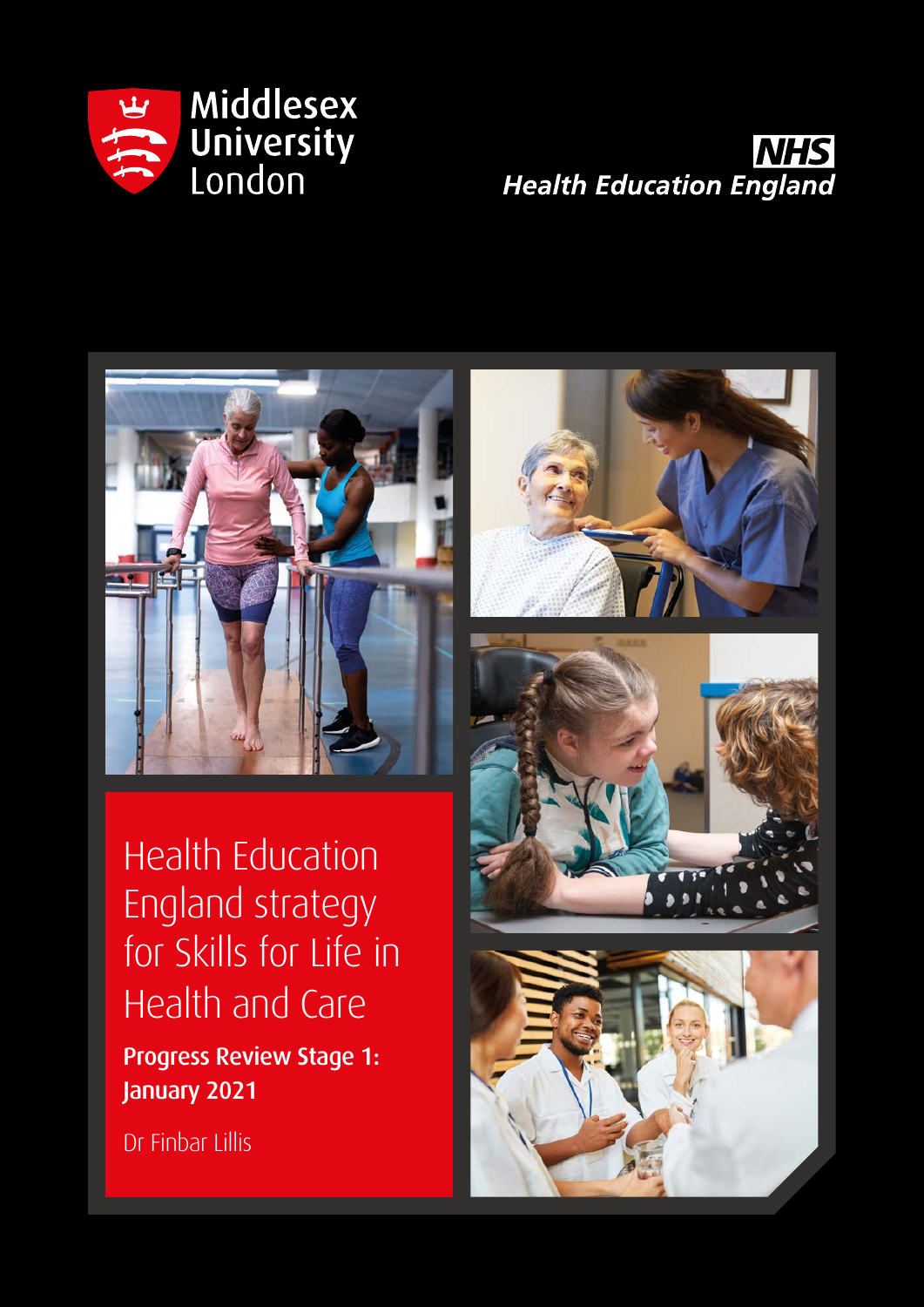Middlesex University London

NHS Health Education England

# Health Education England strategy for Skills for Life in Health and Care

**Progress Review Stage 1: January 2021**

Dr Finbar Lillis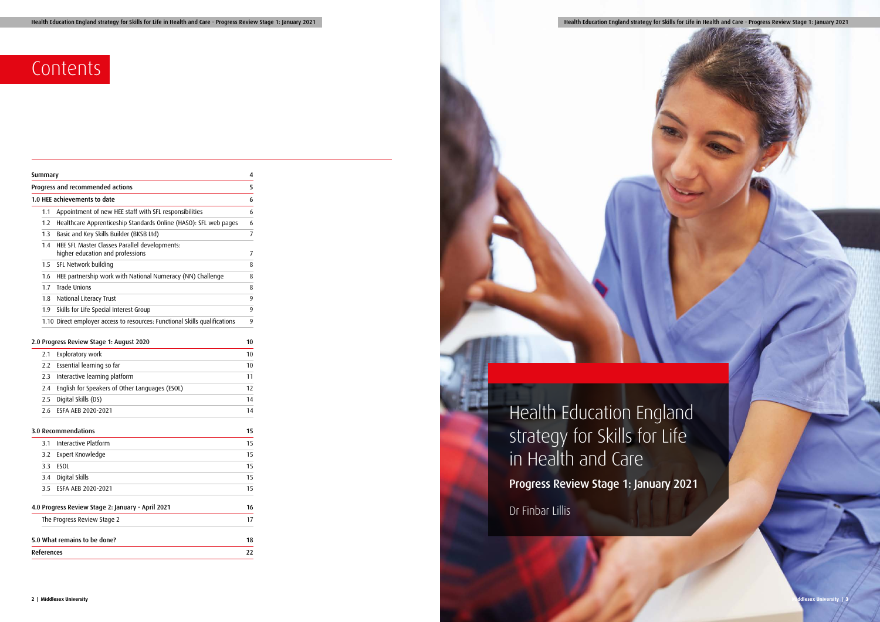# Contents

| | |
|---|---|
| Summary | 4 |
| Progress and recommended actions | 5 |
| 1.0 HEE achievements to date | 6 |
| 1.1 Appointment of new HEE staff with SFL responsibilities | 6 |
| 1.2 Healthcare Apprenticeship Standards Online (HASO): SFL web pages | 6 |
| 1.3 Basic and Key Skills Builder (BKSB Ltd) | 7 |
| 1.4 HEE SFL Master Classes Parallel developments: higher education and professions | 7 |
| 1.5 SFL Network building | 8 |
| 1.6 HEE partnership work with National Numeracy (NN) Challenge | 8 |
| 1.7 Trade Unions | 8 |
| 1.8 National Literacy Trust | 9 |
| 1.9 Skills for Life Special Interest Group | 9 |
| 1.10 Direct employer access to resources: Functional Skills qualifications | 9 |
| 2.0 Progress Review Stage 1: August 2020 | 10 |
| 2.1 Exploratory work | 10 |
| 2.2 Essential learning so far | 10 |
| 2.3 Interactive learning platform | 11 |
| 2.4 English for Speakers of Other Languages (ESOL) | 12 |
| 2.5 Digital Skills (DS) | 14 |
| 2.6 ESFA AEB 2020-2021 | 14 |
| 3.0 Recommendations | 15 |
| 3.1 Interactive Platform | 15 |
| 3.2 Expert Knowledge | 15 |
| 3.3 ESOL | 15 |
| 3.4 Digital Skills | 15 |
| 3.5 ESFA AEB 2020-2021 | 15 |
| 4.0 Progress Review Stage 2: January - April 2021 | 16 |
| The Progress Review Stage 2 | 17 |
| 5.0 What remains to be done? | 18 |
| References | 22 |

# Health Education England strategy for Skills for Life in Health and Care

## Progress Review Stage 1: January 2021

Dr Finbar Lillis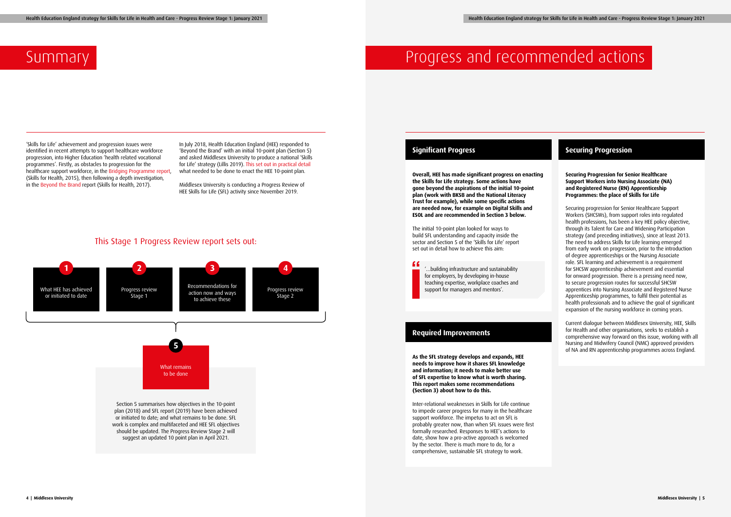# Summary

'Skills for Life' achievement and progression issues were identified in recent attempts to support healthcare workforce progression, into Higher Education 'health related vocational programmes'. Firstly, as obstacles to progression for the healthcare support workforce, in the Bridging Programme report, (Skills for Health, 2015), then following a depth investigation, in the Beyond the Brand report (Skills for Health, 2017).

In July 2018, Health Education England (HEE) responded to 'Beyond the Brand' with an initial 10-point plan (Section 5) and asked Middlesex University to produce a national 'Skills for Life' strategy (Lillis 2019). This set out in practical detail what needed to be done to enact the HEE 10-point plan.

Middlesex University is conducting a Progress Review of HEE Skills for Life (SFL) activity since November 2019.

## This Stage 1 Progress Review report sets out:

1. What HEE has achieved or initiated to date
2. Progress review Stage 1
3. Recommendations for action now and ways to achieve these
4. Progress review Stage 2
5. What remains to be done

Section 5 summarises how objectives in the 10-point plan (2018) and SFL report (2019) have been achieved or initiated to date; and what remains to be done. SFL work is complex and multifaceted and HEE SFL objectives should be updated. The Progress Review Stage 2 will suggest an updated 10 point plan in April 2021.

# Progress and recommended actions

## Significant Progress

**Overall, HEE has made significant progress on enacting the Skills for Life strategy. Some actions have gone beyond the aspirations of the initial 10-point plan (work with BKSB and the National Literacy Trust for example), while some specific actions are needed now, for example on Digital Skills and ESOL and are recommended in Section 3 below.**

The initial 10-point plan looked for ways to build SFL understanding and capacity inside the sector and Section 5 of the 'Skills for Life' report set out in detail how to achieve this aim:

> '…building infrastructure and sustainability for employers, by developing in-house teaching expertise, workplace coaches and support for managers and mentors'.

## Required Improvements

**As the SFL strategy develops and expands, HEE needs to improve how it shares SFL knowledge and information; it needs to make better use of SFL expertise to know what is worth sharing. This report makes some recommendations (Section 3) about how to do this.**

Inter-relational weaknesses in Skills for Life continue to impede career progress for many in the healthcare support workforce. The impetus to act on SFL is probably greater now, than when SFL issues were first formally researched. Responses to HEE's actions to date, show how a pro-active approach is welcomed by the sector. There is much more to do, for a comprehensive, sustainable SFL strategy to work.

## Securing Progression

**Securing Progression for Senior Healthcare Support Workers into Nursing Associate (NA) and Registered Nurse (RN) Apprenticeship Programmes: the place of Skills for Life**

Securing progression for Senior Healthcare Support Workers (SHCSWs), from support roles into regulated health professions, has been a key HEE policy objective, through its Talent for Care and Widening Participation strategy (and preceding initiatives), since at least 2013. The need to address Skills for Life learning emerged from early work on progression, prior to the introduction of degree apprenticeships or the Nursing Associate role. SFL learning and achievement is a requirement for SHCSW apprenticeship achievement and essential for onward progression. There is a pressing need now, to secure progression routes for successful SHCSW apprentices into Nursing Associate and Registered Nurse Apprenticeship programmes, to fulfil their potential as health professionals and to achieve the goal of significant expansion of the nursing workforce in coming years.

Current dialogue between Middlesex University, HEE, Skills for Health and other organisations, seeks to establish a comprehensive way forward on this issue, working with all Nursing and Midwifery Council (NMC) approved providers of NA and RN apprenticeship programmes across England.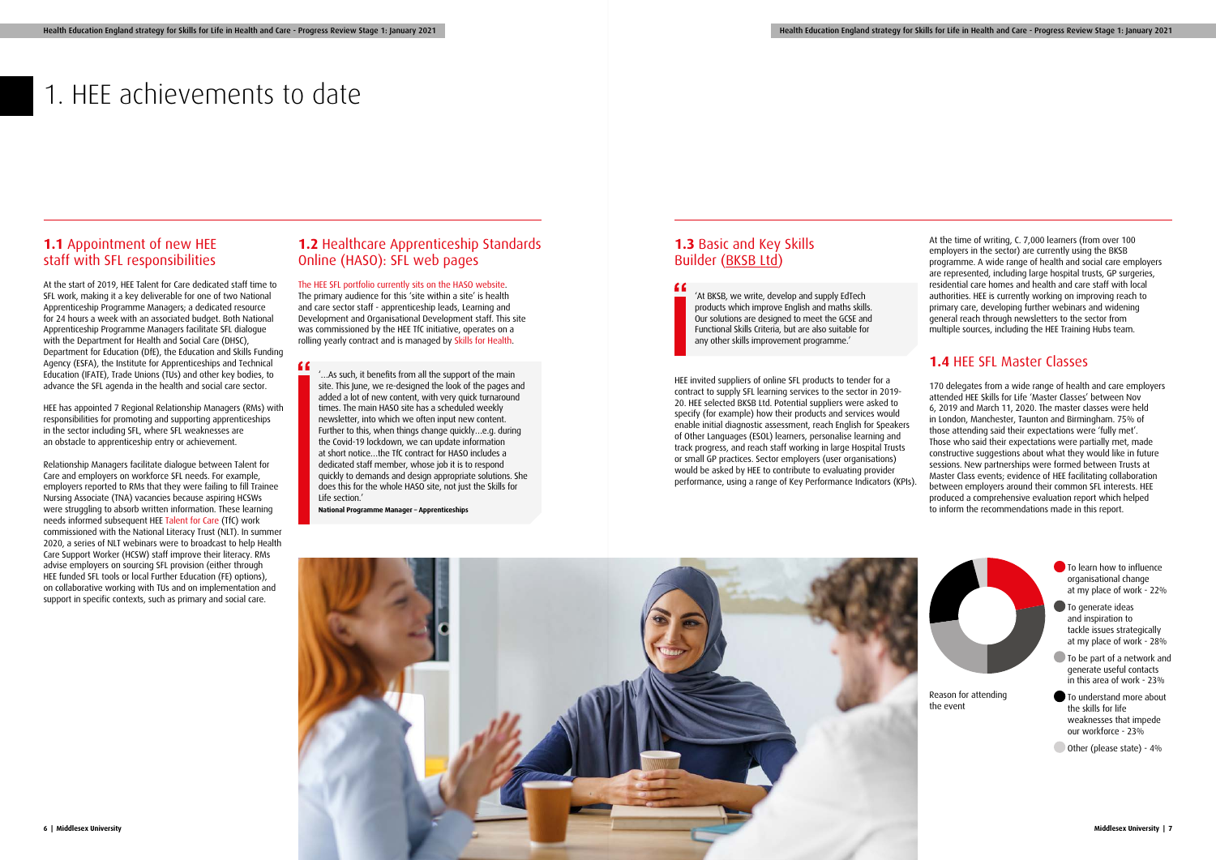# 1. HEE achievements to date

## 1.1 Appointment of new HEE staff with SFL responsibilities

At the start of 2019, HEE Talent for Care dedicated staff time to SFL work, making it a key deliverable for one of two National Apprenticeship Programme Managers; a dedicated resource for 24 hours a week with an associated budget. Both National Apprenticeship Programme Managers facilitate SFL dialogue with the Department for Health and Social Care (DHSC), Department for Education (DfE), the Education and Skills Funding Agency (ESFA), the Institute for Apprenticeships and Technical Education (IFATE), Trade Unions (TUs) and other key bodies, to advance the SFL agenda in the health and social care sector.

HEE has appointed 7 Regional Relationship Managers (RMs) with responsibilities for promoting and supporting apprenticeships in the sector including SFL, where SFL weaknesses are an obstacle to apprenticeship entry or achievement.

Relationship Managers facilitate dialogue between Talent for Care and employers on workforce SFL needs. For example, employers reported to RMs that they were failing to fill Trainee Nursing Associate (TNA) vacancies because aspiring HCSWs were struggling to absorb written information. These learning needs informed subsequent HEE Talent for Care (TfC) work commissioned with the National Literacy Trust (NLT). In summer 2020, a series of NLT webinars were to broadcast to help Health Care Support Worker (HCSW) staff improve their literacy. RMs advise employers on sourcing SFL provision (either through HEE funded SFL tools or local Further Education (FE) options), on collaborative working with TUs and on implementation and support in specific contexts, such as primary and social care.

## 1.2 Healthcare Apprenticeship Standards Online (HASO): SFL web pages

The HEE SFL portfolio currently sits on the HASO website. The primary audience for this 'site within a site' is health and care sector staff - apprenticeship leads, Learning and Development and Organisational Development staff. This site was commissioned by the HEE TfC initiative, operates on a rolling yearly contract and is managed by Skills for Health.

> '…As such, it benefits from all the support of the main site. This June, we re-designed the look of the pages and added a lot of new content, with very quick turnaround times. The main HASO site has a scheduled weekly newsletter, into which we often input new content. Further to this, when things change quickly…e.g. during the Covid-19 lockdown, we can update information at short notice…the TfC contract for HASO includes a dedicated staff member, whose job it is to respond quickly to demands and design appropriate solutions. She does this for the whole HASO site, not just the Skills for Life section.'
>
> **National Programme Manager – Apprenticeships**

## 1.3 Basic and Key Skills Builder (BKSB Ltd)

> 'At BKSB, we write, develop and supply EdTech products which improve English and maths skills. Our solutions are designed to meet the GCSE and Functional Skills Criteria, but are also suitable for any other skills improvement programme.'

HEE invited suppliers of online SFL products to tender for a contract to supply SFL learning services to the sector in 2019-20. HEE selected BKSB Ltd. Potential suppliers were asked to specify (for example) how their products and services would enable initial diagnostic assessment, reach English for Speakers of Other Languages (ESOL) learners, personalise learning and track progress, and reach staff working in large Hospital Trusts or small GP practices. Sector employers (user organisations) would be asked by HEE to contribute to evaluating provider performance, using a range of Key Performance Indicators (KPIs).

At the time of writing, c. 7,000 learners (from over 100 employers in the sector) are currently using the BKSB programme. A wide range of health and social care employers are represented, including large hospital trusts, GP surgeries, residential care homes and health and care staff with local authorities. HEE is currently working on improving reach to primary care, developing further webinars and widening general reach through newsletters to the sector from multiple sources, including the HEE Training Hubs team.

## 1.4 HEE SFL Master Classes

170 delegates from a wide range of health and care employers attended HEE Skills for Life 'Master Classes' between Nov 6, 2019 and March 11, 2020. The master classes were held in London, Manchester, Taunton and Birmingham. 75% of those attending said their expectations were 'fully met'. Those who said their expectations were partially met, made constructive suggestions about what they would like in future sessions. New partnerships were formed between Trusts at Master Class events; evidence of HEE facilitating collaboration between employers around their common SFL interests. HEE produced a comprehensive evaluation report which helped to inform the recommendations made in this report.

Reason for attending the event

- To learn how to influence organisational change at my place of work - 22%
- To generate ideas and inspiration to tackle issues strategically at my place of work - 28%
- To be part of a network and generate useful contacts in this area of work - 23%
- To understand more about the skills for life weaknesses that impede our workforce - 23%
- Other (please state) - 4%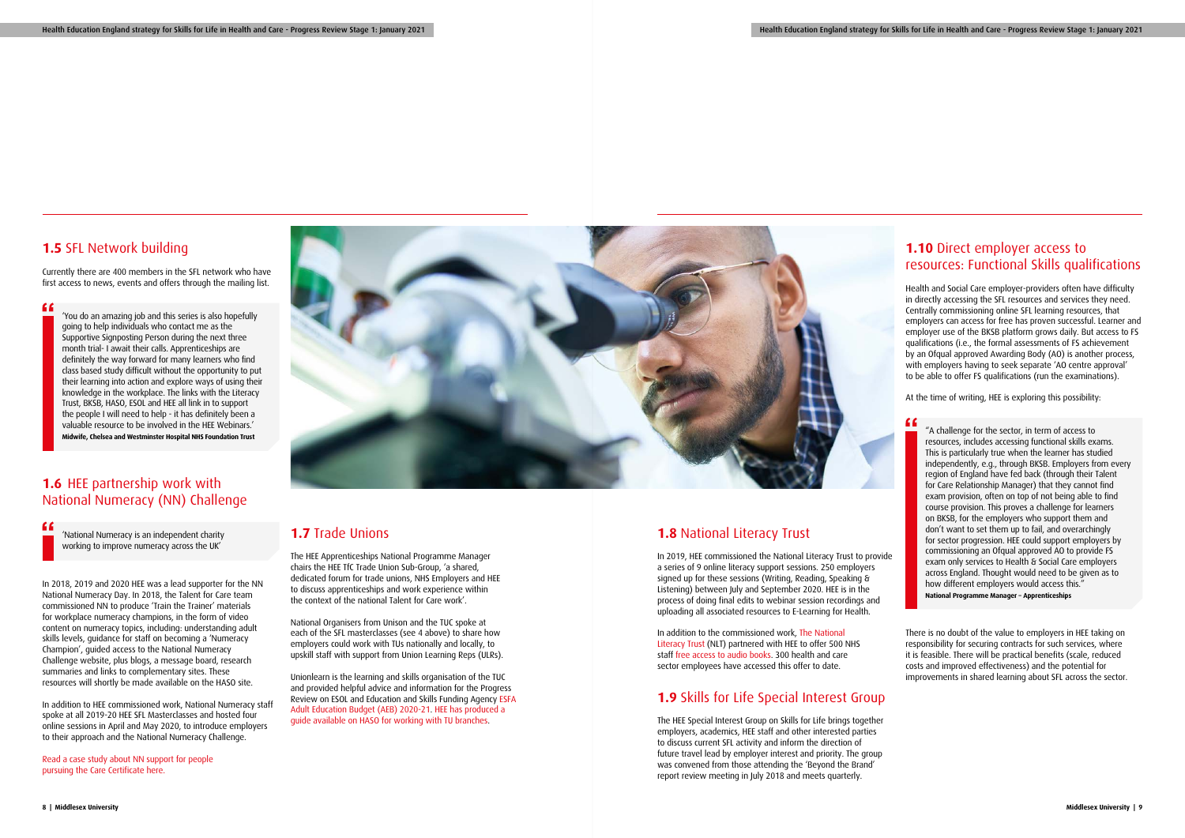## 1.5 SFL Network building

Currently there are 400 members in the SFL network who have first access to news, events and offers through the mailing list.

> 'You do an amazing job and this series is also hopefully going to help individuals who contact me as the Supportive Signposting Person during the next three month trial- I await their calls. Apprenticeships are definitely the way forward for many learners who find class based study difficult without the opportunity to put their learning into action and explore ways of using their knowledge in the workplace. The links with the Literacy Trust, BKSB, HASO, ESOL and HEE all link in to support the people I will need to help - it has definitely been a valuable resource to be involved in the HEE Webinars.'
> **Midwife, Chelsea and Westminster Hospital NHS Foundation Trust**

## 1.6 HEE partnership work with National Numeracy (NN) Challenge

> 'National Numeracy is an independent charity working to improve numeracy across the UK'

In 2018, 2019 and 2020 HEE was a lead supporter for the NN National Numeracy Day. In 2018, the Talent for Care team commissioned NN to produce 'Train the Trainer' materials for workplace numeracy champions, in the form of video content on numeracy topics, including: understanding adult skills levels, guidance for staff on becoming a 'Numeracy Champion', guided access to the National Numeracy Challenge website, plus blogs, a message board, research summaries and links to complementary sites. These resources will shortly be made available on the HASO site.

In addition to HEE commissioned work, National Numeracy staff spoke at all 2019-20 HEE SFL Masterclasses and hosted four online sessions in April and May 2020, to introduce employers to their approach and the National Numeracy Challenge.

Read a case study about NN support for people pursuing the Care Certificate here.

## 1.7 Trade Unions

The HEE Apprenticeships National Programme Manager chairs the HEE TfC Trade Union Sub-Group, 'a shared, dedicated forum for trade unions, NHS Employers and HEE to discuss apprenticeships and work experience within the context of the national Talent for Care work'.

National Organisers from Unison and the TUC spoke at each of the SFL masterclasses (see 4 above) to share how employers could work with TUs nationally and locally, to upskill staff with support from Union Learning Reps (ULRs).

Unionlearn is the learning and skills organisation of the TUC and provided helpful advice and information for the Progress Review on ESOL and Education and Skills Funding Agency ESFA Adult Education Budget (AEB) 2020-21. HEE has produced a guide available on HASO for working with TU branches.

## 1.8 National Literacy Trust

In 2019, HEE commissioned the National Literacy Trust to provide a series of 9 online literacy support sessions. 250 employers signed up for these sessions (Writing, Reading, Speaking & Listening) between July and September 2020. HEE is in the process of doing final edits to webinar session recordings and uploading all associated resources to E-Learning for Health.

In addition to the commissioned work, The National Literacy Trust (NLT) partnered with HEE to offer 500 NHS staff free access to audio books. 300 health and care sector employees have accessed this offer to date.

## 1.9 Skills for Life Special Interest Group

The HEE Special Interest Group on Skills for Life brings together employers, academics, HEE staff and other interested parties to discuss current SFL activity and inform the direction of future travel lead by employer interest and priority. The group was convened from those attending the 'Beyond the Brand' report review meeting in July 2018 and meets quarterly.

## 1.10 Direct employer access to resources: Functional Skills qualifications

Health and Social Care employer-providers often have difficulty in directly accessing the SFL resources and services they need. Centrally commissioning online SFL learning resources, that employers can access for free has proven successful. Learner and employer use of the BKSB platform grows daily. But access to FS qualifications (i.e., the formal assessments of FS achievement by an Ofqual approved Awarding Body (AO) is another process, with employers having to seek separate 'AO centre approval' to be able to offer FS qualifications (run the examinations).

At the time of writing, HEE is exploring this possibility:

> "A challenge for the sector, in term of access to resources, includes accessing functional skills exams. This is particularly true when the learner has studied independently, e.g., through BKSB. Employers from every region of England have fed back (through their Talent for Care Relationship Manager) that they cannot find exam provision, often on top of not being able to find course provision. This proves a challenge for learners on BKSB, for the employers who support them and don't want to set them up to fail, and overarchingly for sector progression. HEE could support employers by commissioning an Ofqual approved AO to provide FS exam only services to Health & Social Care employers across England. Thought would need to be given as to how different employers would access this."
> **National Programme Manager – Apprenticeships**

There is no doubt of the value to employers in HEE taking on responsibility for securing contracts for such services, where it is feasible. There will be practical benefits (scale, reduced costs and improved effectiveness) and the potential for improvements in shared learning about SFL across the sector.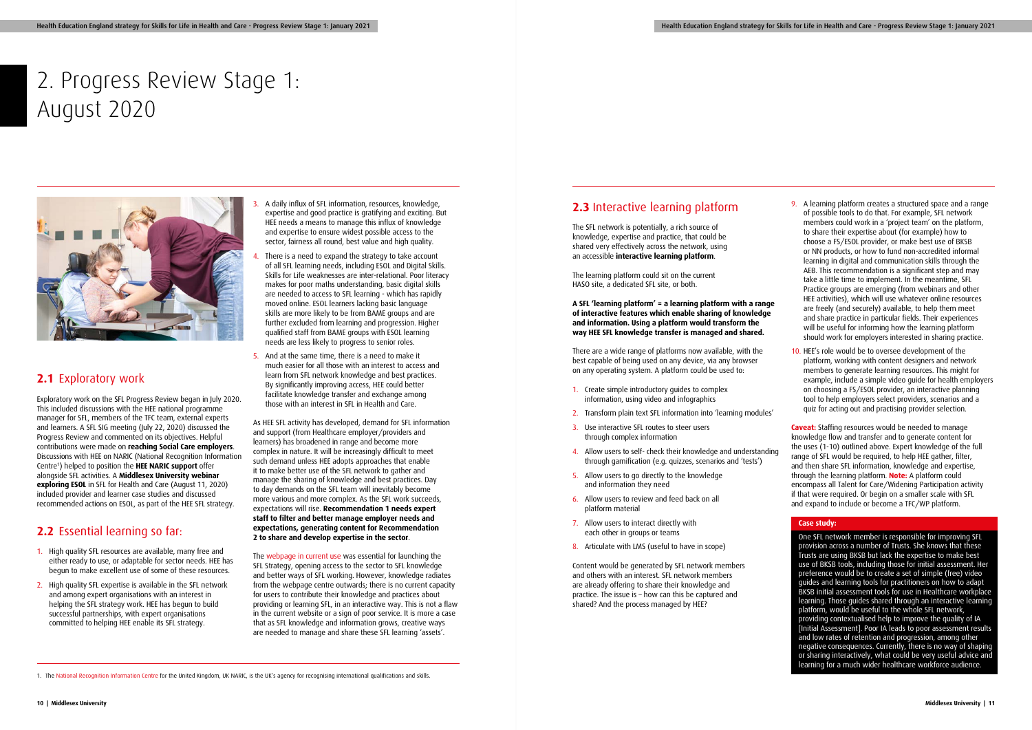# 2. Progress Review Stage 1: August 2020

## 2.1 Exploratory work

Exploratory work on the SFL Progress Review began in July 2020. This included discussions with the HEE national programme manager for SFL, members of the TFC team, external experts and learners. A SFL SIG meeting (July 22, 2020) discussed the Progress Review and commented on its objectives. Helpful contributions were made on **reaching Social Care employers**. Discussions with HEE on NARIC (National Recognition Information Centre[1]) helped to position the **HEE NARIC support** offer alongside SFL activities. A **Middlesex University webinar exploring ESOL** in SFL for Health and Care (August 11, 2020) included provider and learner case studies and discussed recommended actions on ESOL, as part of the HEE SFL strategy.

## 2.2 Essential learning so far:

1. High quality SFL resources are available, many free and either ready to use, or adaptable for sector needs. HEE has begun to make excellent use of some of these resources.
2. High quality SFL expertise is available in the SFL network and among expert organisations with an interest in helping the SFL strategy work. HEE has begun to build successful partnerships, with expert organisations committed to helping HEE enable its SFL strategy.
3. A daily influx of SFL information, resources, knowledge, expertise and good practice is gratifying and exciting. But HEE needs a means to manage this influx of knowledge and expertise to ensure widest possible access to the sector, fairness all round, best value and high quality.
4. There is a need to expand the strategy to take account of all SFL learning needs, including ESOL and Digital Skills. Skills for Life weaknesses are inter-relational. Poor literacy makes for poor maths understanding, basic digital skills are needed to access to SFL learning - which has rapidly moved online. ESOL learners lacking basic language skills are more likely to be from BAME groups and are further excluded from learning and progression. Higher qualified staff from BAME groups with ESOL learning needs are less likely to progress to senior roles.
5. And at the same time, there is a need to make it much easier for all those with an interest to access and learn from SFL network knowledge and best practices. By significantly improving access, HEE could better facilitate knowledge transfer and exchange among those with an interest in SFL in Health and Care.

As HEE SFL activity has developed, demand for SFL information and support (from Healthcare employer/providers and learners) has broadened in range and become more complex in nature. It will be increasingly difficult to meet such demand unless HEE adopts approaches that enable it to make better use of the SFL network to gather and manage the sharing of knowledge and best practices. Day to day demands on the SFL team will inevitably become more various and more complex. As the SFL work succeeds, expectations will rise. **Recommendation 1 needs expert staff to filter and better manage employer needs and expectations, generating content for Recommendation 2 to share and develop expertise in the sector**.

The webpage in current use was essential for launching the SFL Strategy, opening access to the sector to SFL knowledge and better ways of SFL working. However, knowledge radiates from the webpage centre outwards; there is no current capacity for users to contribute their knowledge and practices about providing or learning SFL, in an interactive way. This is not a flaw in the current website or a sign of poor service. It is more a case that as SFL knowledge and information grows, creative ways are needed to manage and share these SFL learning 'assets'.

1. The National Recognition Information Centre for the United Kingdom, UK NARIC, is the UK's agency for recognising international qualifications and skills.

## 2.3 Interactive learning platform

The SFL network is potentially, a rich source of knowledge, expertise and practice, that could be shared very effectively across the network, using an accessible **interactive learning platform**.

The learning platform could sit on the current HASO site, a dedicated SFL site, or both.

**A SFL 'learning platform' = a learning platform with a range of interactive features which enable sharing of knowledge and information. Using a platform would transform the way HEE SFL knowledge transfer is managed and shared.**

There are a wide range of platforms now available, with the best capable of being used on any device, via any browser on any operating system. A platform could be used to:

1. Create simple introductory guides to complex information, using video and infographics
2. Transform plain text SFL information into 'learning modules'
3. Use interactive SFL routes to steer users through complex information
4. Allow users to self- check their knowledge and understanding through gamification (e.g. quizzes, scenarios and 'tests')
5. Allow users to go directly to the knowledge and information they need
6. Allow users to review and feed back on all platform material
7. Allow users to interact directly with each other in groups or teams
8. Articulate with LMS (useful to have in scope)

Content would be generated by SFL network members and others with an interest. SFL network members are already offering to share their knowledge and practice. The issue is – how can this be captured and shared? And the process managed by HEE?

9. A learning platform creates a structured space and a range of possible tools to do that. For example, SFL network members could work in a 'project team' on the platform, to share their expertise about (for example) how to choose a FS/ESOL provider, or make best use of BKSB or NN products, or how to fund non-accredited informal learning in digital and communication skills through the AEB. This recommendation is a significant step and may take a little time to implement. In the meantime, SFL Practice groups are emerging (from webinars and other HEE activities), which will use whatever online resources are freely (and securely) available, to help them meet and share practice in particular fields. Their experiences will be useful for informing how the learning platform should work for employers interested in sharing practice.
10. HEE's role would be to oversee development of the platform, working with content designers and network members to generate learning resources. This might for example, include a simple video guide for health employers on choosing a FS/ESOL provider, an interactive planning tool to help employers select providers, scenarios and a quiz for acting out and practising provider selection.

**Caveat:** Staffing resources would be needed to manage knowledge flow and transfer and to generate content for the uses (1-10) outlined above. Expert knowledge of the full range of SFL would be required, to help HEE gather, filter, and then share SFL information, knowledge and expertise, through the learning platform. **Note:** A platform could encompass all Talent for Care/Widening Participation activity if that were required. Or begin on a smaller scale with SFL and expand to include or become a TFC/WP platform.

**Case study:**

One SFL network member is responsible for improving SFL provision across a number of Trusts. She knows that these Trusts are using BKSB but lack the expertise to make best use of BKSB tools, including those for initial assessment. Her preference would be to create a set of simple (free) video guides and learning tools for practitioners on how to adapt BKSB initial assessment tools for use in Healthcare workplace learning. Those guides shared through an interactive learning platform, would be useful to the whole SFL network, providing contextualised help to improve the quality of IA [Initial Assessment]. Poor IA leads to poor assessment results and low rates of retention and progression, among other negative consequences. Currently, there is no way of shaping or sharing interactively, what could be very useful advice and learning for a much wider healthcare workforce audience.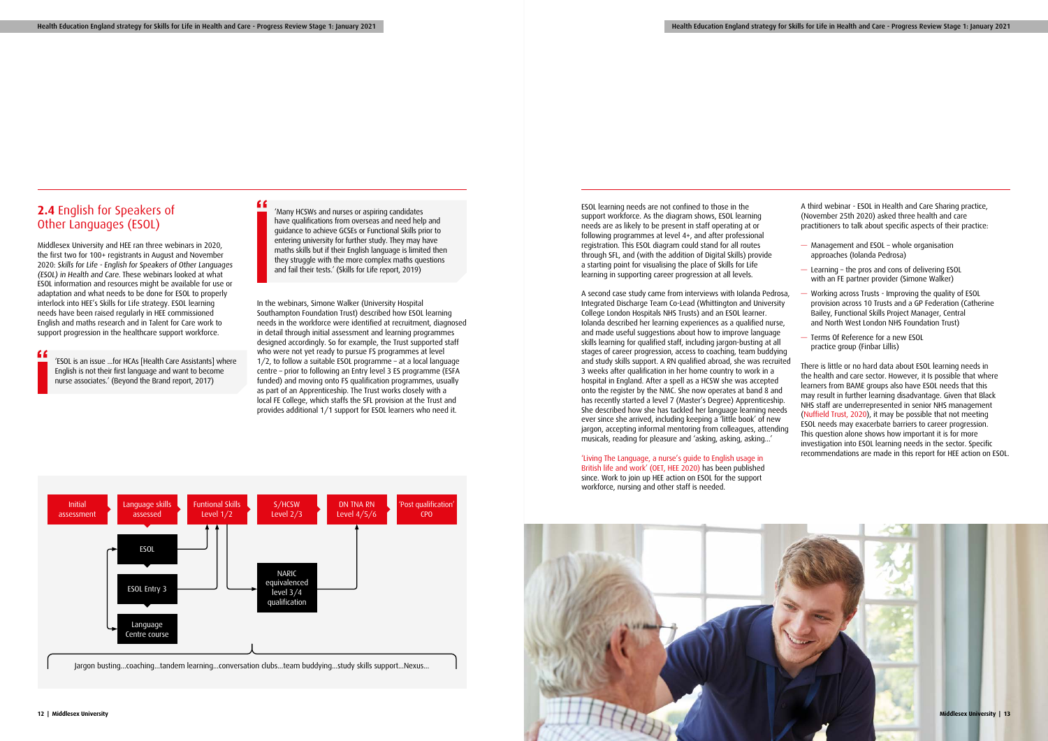## 2.4 English for Speakers of Other Languages (ESOL)

Middlesex University and HEE ran three webinars in 2020, the first two for 100+ registrants in August and November 2020: *Skills for Life - English for Speakers of Other Languages (ESOL) in Health and Care*. These webinars looked at what ESOL information and resources might be available for use or adaptation and what needs to be done for ESOL to properly interlock into HEE's Skills for Life strategy. ESOL learning needs have been raised regularly in HEE commissioned English and maths research and in Talent for Care work to support progression in the healthcare support workforce.

> 'ESOL is an issue ...for HCAs [Health Care Assistants] where English is not their first language and want to become nurse associates.' (Beyond the Brand report, 2017)

> 'Many HCSWs and nurses or aspiring candidates have qualifications from overseas and need help and guidance to achieve GCSEs or Functional Skills prior to entering university for further study. They may have maths skills but if their English language is limited then they struggle with the more complex maths questions and fail their tests.' (Skills for Life report, 2019)

In the webinars, Simone Walker (University Hospital Southampton Foundation Trust) described how ESOL learning needs in the workforce were identified at recruitment, diagnosed in detail through initial assessment and learning programmes designed accordingly. So for example, the Trust supported staff who were not yet ready to pursue FS programmes at level 1/2, to follow a suitable ESOL programme – at a local language centre – prior to following an Entry level 3 ES programme (ESFA funded) and moving onto FS qualification programmes, usually as part of an Apprenticeship. The Trust works closely with a local FE College, which staffs the SFL provision at the Trust and provides additional 1/1 support for ESOL learners who need it.

Initial assessment → Language skills assessed → Funtional Skills Level 1/2 → S/HCSW Level 2/3 → DN TNA RN Level 4/5/6 → 'Post qualification' CPD

ESOL / ESOL Entry 3 / Language Centre course

NARIC equivalenced level 3/4 qualification

Jargon busting...coaching...tandem learning...conversation clubs...team buddying...study skills support...Nexus...

ESOL learning needs are not confined to those in the support workforce. As the diagram shows, ESOL learning needs are as likely to be present in staff operating at or following programmes at level 4+, and after professional registration. This ESOL diagram could stand for all routes through SFL, and (with the addition of Digital Skills) provide a starting point for visualising the place of Skills for Life learning in supporting career progression at all levels.

A second case study came from interviews with Iolanda Pedrosa, Integrated Discharge Team Co-Lead (Whittington and University College London Hospitals NHS Trusts) and an ESOL learner. Iolanda described her learning experiences as a qualified nurse, and made useful suggestions about how to improve language skills learning for qualified staff, including jargon-busting at all stages of career progression, access to coaching, team buddying and study skills support. A RN qualified abroad, she was recruited 3 weeks after qualification in her home country to work in a hospital in England. After a spell as a HCSW she was accepted onto the register by the NMC. She now operates at band 8 and has recently started a level 7 (Master's Degree) Apprenticeship. She described how she has tackled her language learning needs ever since she arrived, including keeping a 'little book' of new jargon, accepting informal mentoring from colleagues, attending musicals, reading for pleasure and 'asking, asking, asking...'

'Living The Language, a nurse's guide to English usage in British life and work' (OET, HEE 2020) has been published since. Work to join up HEE action on ESOL for the support workforce, nursing and other staff is needed.

A third webinar - ESOL in Health and Care Sharing practice, (November 25th 2020) asked three health and care practitioners to talk about specific aspects of their practice:

- Management and ESOL – whole organisation approaches (Iolanda Pedrosa)
- Learning – the pros and cons of delivering ESOL with an FE partner provider (Simone Walker)
- Working across Trusts - Improving the quality of ESOL provision across 10 Trusts and a GP Federation (Catherine Bailey, Functional Skills Project Manager, Central and North West London NHS Foundation Trust)
- Terms Of Reference for a new ESOL practice group (Finbar Lillis)

There is little or no hard data about ESOL learning needs in the health and care sector. However, it is possible that where learners from BAME groups also have ESOL needs that this may result in further learning disadvantage. Given that Black NHS staff are underrepresented in senior NHS management (Nuffield Trust, 2020), it may be possible that not meeting ESOL needs may exacerbate barriers to career progression. This question alone shows how important it is for more investigation into ESOL learning needs in the sector. Specific recommendations are made in this report for HEE action on ESOL.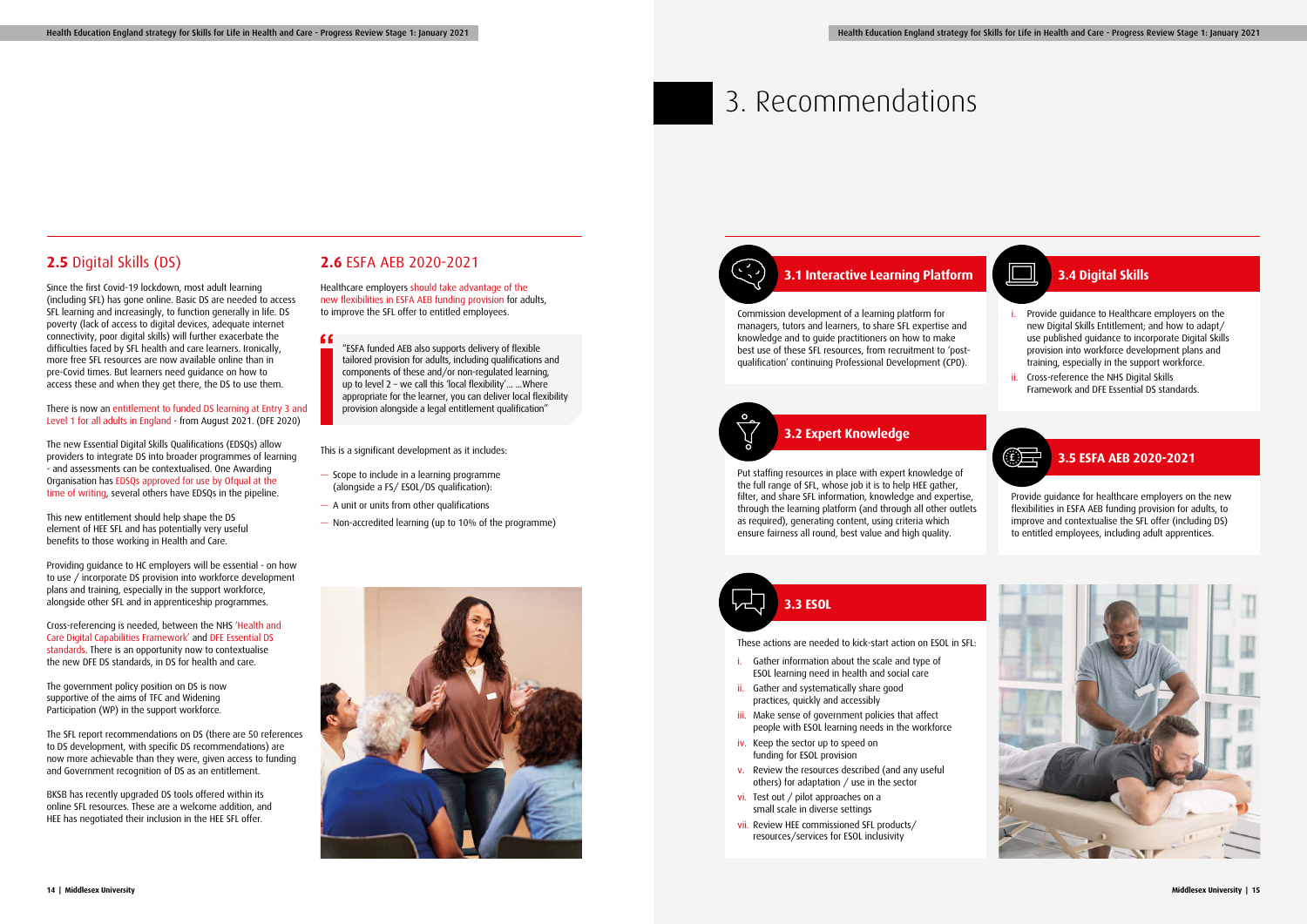## 2.5 Digital Skills (DS)

Since the first Covid-19 lockdown, most adult learning (including SFL) has gone online. Basic DS are needed to access SFL learning and increasingly, to function generally in life. DS poverty (lack of access to digital devices, adequate internet connectivity, poor digital skills) will further exacerbate the difficulties faced by SFL health and care learners. Ironically, more free SFL resources are now available online than in pre-Covid times. But learners need guidance on how to access these and when they get there, the DS to use them.

There is now an entitlement to funded DS learning at Entry 3 and Level 1 for all adults in England - from August 2021. (DFE 2020)

The new Essential Digital Skills Qualifications (EDSQs) allow providers to integrate DS into broader programmes of learning - and assessments can be contextualised. One Awarding Organisation has EDSQs approved for use by Ofqual at the time of writing, several others have EDSQs in the pipeline.

This new entitlement should help shape the DS element of HEE SFL and has potentially very useful benefits to those working in Health and Care.

Providing guidance to HC employers will be essential - on how to use / incorporate DS provision into workforce development plans and training, especially in the support workforce, alongside other SFL and in apprenticeship programmes.

Cross-referencing is needed, between the NHS 'Health and Care Digital Capabilities Framework' and DFE Essential DS standards. There is an opportunity now to contextualise the new DFE DS standards, in DS for health and care.

The government policy position on DS is now supportive of the aims of TFC and Widening Participation (WP) in the support workforce.

The SFL report recommendations on DS (there are 50 references to DS development, with specific DS recommendations) are now more achievable than they were, given access to funding and Government recognition of DS as an entitlement.

BKSB has recently upgraded DS tools offered within its online SFL resources. These are a welcome addition, and HEE has negotiated their inclusion in the HEE SFL offer.

## 2.6 ESFA AEB 2020-2021

Healthcare employers should take advantage of the new flexibilities in ESFA AEB funding provision for adults, to improve the SFL offer to entitled employees.

> "ESFA funded AEB also supports delivery of flexible tailored provision for adults, including qualifications and components of these and/or non-regulated learning, up to level 2 – we call this 'local flexibility'... ...Where appropriate for the learner, you can deliver local flexibility provision alongside a legal entitlement qualification"

This is a significant development as it includes:

- Scope to include in a learning programme (alongside a FS/ ESOL/DS qualification):
- A unit or units from other qualifications
- Non-accredited learning (up to 10% of the programme)

# 3. Recommendations

### 3.1 Interactive Learning Platform

Commission development of a learning platform for managers, tutors and learners, to share SFL expertise and knowledge and to guide practitioners on how to make best use of these SFL resources, from recruitment to 'post-qualification' continuing Professional Development (CPD).

### 3.2 Expert Knowledge

Put staffing resources in place with expert knowledge of the full range of SFL, whose job it is to help HEE gather, filter, and share SFL information, knowledge and expertise, through the learning platform (and through all other outlets as required), generating content, using criteria which ensure fairness all round, best value and high quality.

### 3.3 ESOL

These actions are needed to kick-start action on ESOL in SFL:

i. Gather information about the scale and type of ESOL learning need in health and social care
ii. Gather and systematically share good practices, quickly and accessibly
iii. Make sense of government policies that affect people with ESOL learning needs in the workforce
iv. Keep the sector up to speed on funding for ESOL provision
v. Review the resources described (and any useful others) for adaptation / use in the sector
vi. Test out / pilot approaches on a small scale in diverse settings
vii. Review HEE commissioned SFL products/ resources/services for ESOL inclusivity

### 3.4 Digital Skills

i. Provide guidance to Healthcare employers on the new Digital Skills Entitlement; and how to adapt/ use published guidance to incorporate Digital Skills provision into workforce development plans and training, especially in the support workforce.
ii. Cross-reference the NHS Digital Skills Framework and DFE Essential DS standards.

### 3.5 ESFA AEB 2020-2021

Provide guidance for healthcare employers on the new flexibilities in ESFA AEB funding provision for adults, to improve and contextualise the SFL offer (including DS) to entitled employees, including adult apprentices.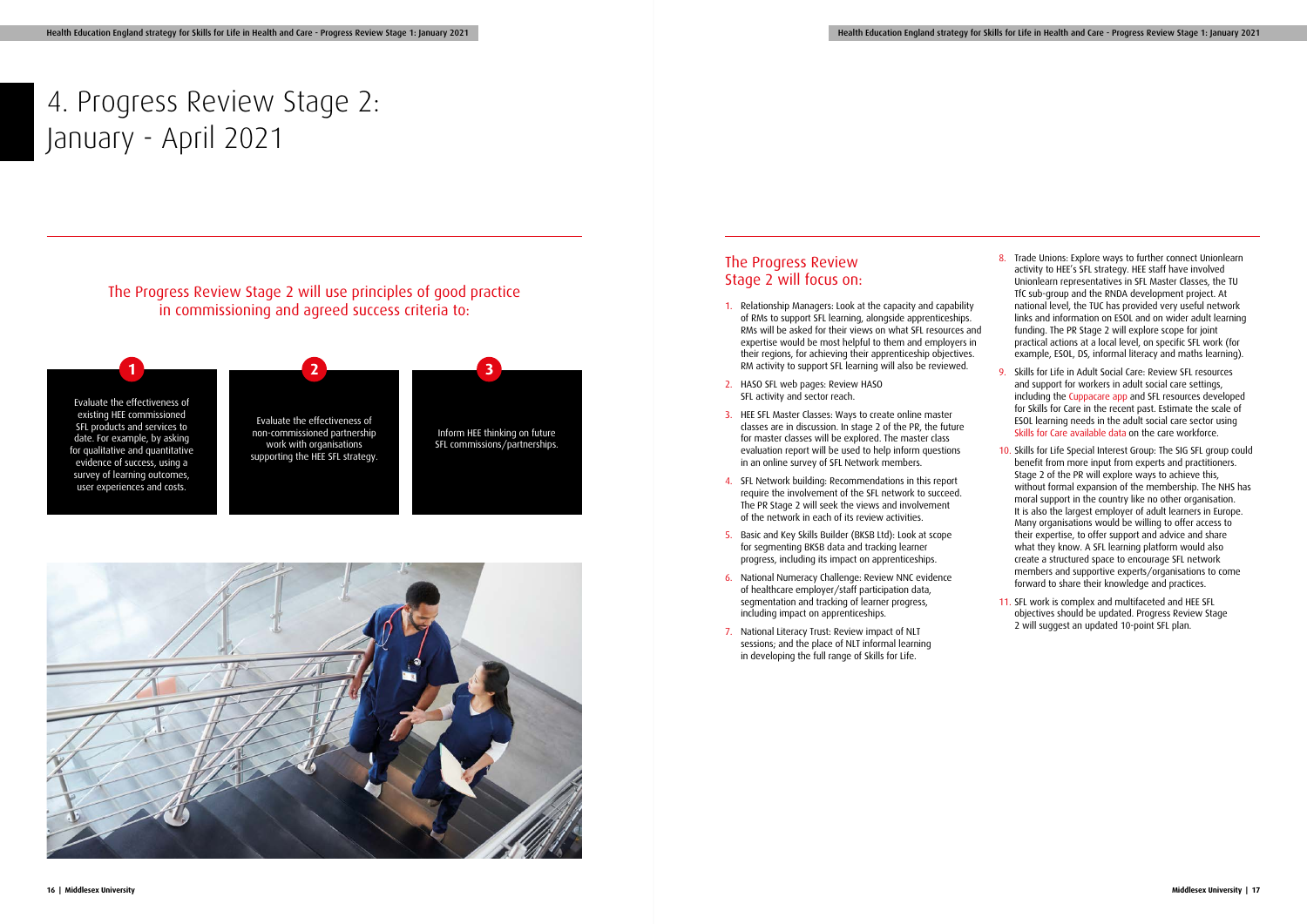# 4. Progress Review Stage 2: January - April 2021

## The Progress Review Stage 2 will use principles of good practice in commissioning and agreed success criteria to:

**1** Evaluate the effectiveness of existing HEE commissioned SFL products and services to date. For example, by asking for qualitative and quantitative evidence of success, using a survey of learning outcomes, user experiences and costs.

**2** Evaluate the effectiveness of non-commissioned partnership work with organisations supporting the HEE SFL strategy.

**3** Inform HEE thinking on future SFL commissions/partnerships.

## The Progress Review Stage 2 will focus on:

1. Relationship Managers: Look at the capacity and capability of RMs to support SFL learning, alongside apprenticeships. RMs will be asked for their views on what SFL resources and expertise would be most helpful to them and employers in their regions, for achieving their apprenticeship objectives. RM activity to support SFL learning will also be reviewed.
2. HASO SFL web pages: Review HASO SFL activity and sector reach.
3. HEE SFL Master Classes: Ways to create online master classes are in discussion. In stage 2 of the PR, the future for master classes will be explored. The master class evaluation report will be used to help inform questions in an online survey of SFL Network members.
4. SFL Network building: Recommendations in this report require the involvement of the SFL network to succeed. The PR Stage 2 will seek the views and involvement of the network in each of its review activities.
5. Basic and Key Skills Builder (BKSB Ltd): Look at scope for segmenting BKSB data and tracking learner progress, including its impact on apprenticeships.
6. National Numeracy Challenge: Review NNC evidence of healthcare employer/staff participation data, segmentation and tracking of learner progress, including impact on apprenticeships.
7. National Literacy Trust: Review impact of NLT sessions; and the place of NLT informal learning in developing the full range of Skills for Life.
8. Trade Unions: Explore ways to further connect Unionlearn activity to HEE's SFL strategy. HEE staff have involved Unionlearn representatives in SFL Master Classes, the TU TfC sub-group and the RNDA development project. At national level, the TUC has provided very useful network links and information on ESOL and on wider adult learning funding. The PR Stage 2 will explore scope for joint practical actions at a local level, on specific SFL work (for example, ESOL, DS, informal literacy and maths learning).
9. Skills for Life in Adult Social Care: Review SFL resources and support for workers in adult social care settings, including the Cuppacare app and SFL resources developed for Skills for Care in the recent past. Estimate the scale of ESOL learning needs in the adult social care sector using Skills for Care available data on the care workforce.
10. Skills for Life Special Interest Group: The SIG SFL group could benefit from more input from experts and practitioners. Stage 2 of the PR will explore ways to achieve this, without formal expansion of the membership. The NHS has moral support in the country like no other organisation. It is also the largest employer of adult learners in Europe. Many organisations would be willing to offer access to their expertise, to offer support and advice and share what they know. A SFL learning platform would also create a structured space to encourage SFL network members and supportive experts/organisations to come forward to share their knowledge and practices.
11. SFL work is complex and multifaceted and HEE SFL objectives should be updated. Progress Review Stage 2 will suggest an updated 10-point SFL plan.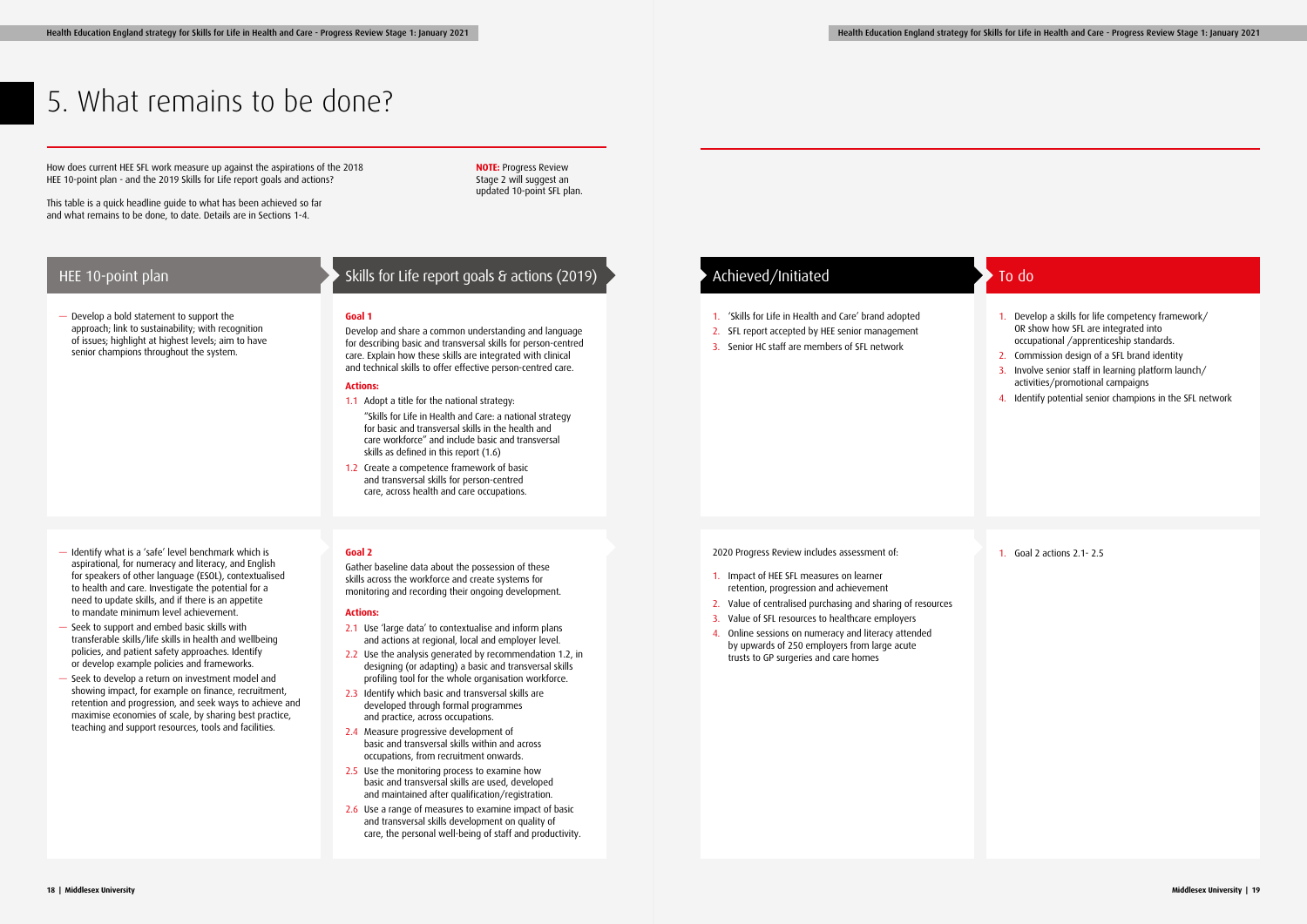# 5. What remains to be done?

How does current HEE SFL work measure up against the aspirations of the 2018 HEE 10-point plan - and the 2019 Skills for Life report goals and actions?

This table is a quick headline guide to what has been achieved so far and what remains to be done, to date. Details are in Sections 1-4.

**NOTE:** Progress Review Stage 2 will suggest an updated 10-point SFL plan.

| HEE 10-point plan | Skills for Life report goals & actions (2019) | Achieved/Initiated | To do |
|---|---|---|---|
| — Develop a bold statement to support the approach; link to sustainability; with recognition of issues; highlight at highest levels; aim to have senior champions throughout the system. | **Goal 1**<br>Develop and share a common understanding and language for describing basic and transversal skills for person-centred care. Explain how these skills are integrated with clinical and technical skills to offer effective person-centred care.<br>**Actions:**<br>1.1 Adopt a title for the national strategy: "Skills for Life in Health and Care: a national strategy for basic and transversal skills in the health and care workforce" and include basic and transversal skills as defined in this report (1.6)<br>1.2 Create a competence framework of basic and transversal skills for person-centred care, across health and care occupations. | 1. 'Skills for Life in Health and Care' brand adopted<br>2. SFL report accepted by HEE senior management<br>3. Senior HC staff are members of SFL network | 1. Develop a skills for life competency framework/ OR show how SFL are integrated into occupational /apprenticeship standards.<br>2. Commission design of a SFL brand identity<br>3. Involve senior staff in learning platform launch/ activities/promotional campaigns<br>4. Identify potential senior champions in the SFL network |
| — Identify what is a 'safe' level benchmark which is aspirational, for numeracy and literacy, and English for speakers of other language (ESOL), contextualised to health and care. Investigate the potential for a need to update skills, and if there is an appetite to mandate minimum level achievement.<br>— Seek to support and embed basic skills with transferable skills/life skills in health and wellbeing policies, and patient safety approaches. Identify or develop example policies and frameworks.<br>— Seek to develop a return on investment model and showing impact, for example on finance, recruitment, retention and progression, and seek ways to achieve and maximise economies of scale, by sharing best practice, teaching and support resources, tools and facilities. | **Goal 2**<br>Gather baseline data about the possession of these skills across the workforce and create systems for monitoring and recording their ongoing development.<br>**Actions:**<br>2.1 Use 'large data' to contextualise and inform plans and actions at regional, local and employer level.<br>2.2 Use the analysis generated by recommendation 1.2, in designing (or adapting) a basic and transversal skills profiling tool for the whole organisation workforce.<br>2.3 Identify which basic and transversal skills are developed through formal programmes and practice, across occupations.<br>2.4 Measure progressive development of basic and transversal skills within and across occupations, from recruitment onwards.<br>2.5 Use the monitoring process to examine how basic and transversal skills are used, developed and maintained after qualification/registration.<br>2.6 Use a range of measures to examine impact of basic and transversal skills development on quality of care, the personal well-being of staff and productivity. | 2020 Progress Review includes assessment of:<br>1. Impact of HEE SFL measures on learner retention, progression and achievement<br>2. Value of centralised purchasing and sharing of resources<br>3. Value of SFL resources to healthcare employers<br>4. Online sessions on numeracy and literacy attended by upwards of 250 employers from large acute trusts to GP surgeries and care homes | 1. Goal 2 actions 2.1- 2.5 |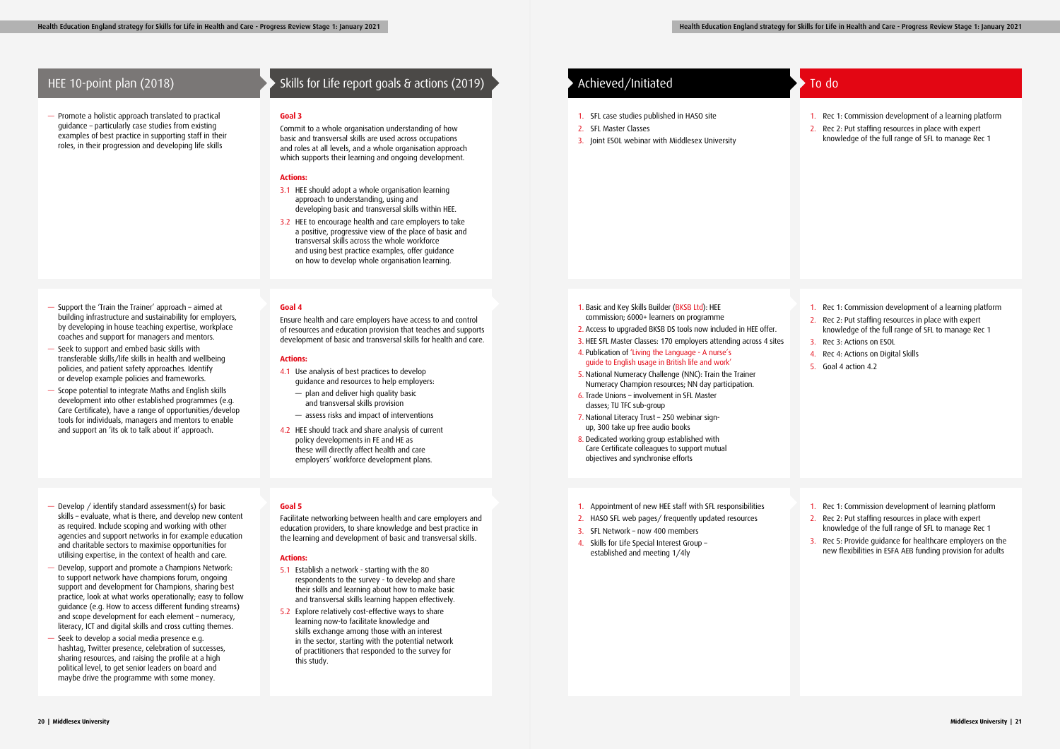| HEE 10-point plan (2018) | Skills for Life report goals & actions (2019) | Achieved/Initiated | To do |
|---|---|---|---|
| — Promote a holistic approach translated to practical guidance – particularly case studies from existing examples of best practice in supporting staff in their roles, in their progression and developing life skills | **Goal 3**<br>Commit to a whole organisation understanding of how basic and transversal skills are used across occupations and roles at all levels, and a whole organisation approach which supports their learning and ongoing development.<br>**Actions:**<br>3.1 HEE should adopt a whole organisation learning approach to understanding, using and developing basic and transversal skills within HEE.<br>3.2 HEE to encourage health and care employers to take a positive, progressive view of the place of basic and transversal skills across the whole workforce and using best practice examples, offer guidance on how to develop whole organisation learning. | 1. SFL case studies published in HASO site<br>2. SFL Master Classes<br>3. Joint ESOL webinar with Middlesex University | 1. Rec 1: Commission development of a learning platform<br>2. Rec 2: Put staffing resources in place with expert knowledge of the full range of SFL to manage Rec 1 |
| — Support the 'Train the Trainer' approach – aimed at building infrastructure and sustainability for employers, by developing in house teaching expertise, workplace coaches and support for managers and mentors.<br>— Seek to support and embed basic skills with transferable skills/life skills in health and wellbeing policies, and patient safety approaches. Identify or develop example policies and frameworks.<br>— Scope potential to integrate Maths and English skills development into other established programmes (e.g. Care Certificate), have a range of opportunities/develop tools for individuals, managers and mentors to enable and support an 'its ok to talk about it' approach. | **Goal 4**<br>Ensure health and care employers have access to and control of resources and education provision that teaches and supports development of basic and transversal skills for health and care.<br>**Actions:**<br>4.1 Use analysis of best practices to develop guidance and resources to help employers:<br>— plan and deliver high quality basic and transversal skills provision<br>— assess risks and impact of interventions<br>4.2 HEE should track and share analysis of current policy developments in FE and HE as these will directly affect health and care employers' workforce development plans. | 1. Basic and Key Skills Builder (BKSB Ltd): HEE commission; 6000+ learners on programme<br>2. Access to upgraded BKSB DS tools now included in HEE offer.<br>3. HEE SFL Master Classes: 170 employers attending across 4 sites<br>4. Publication of 'Living the Language - A nurse's guide to English usage in British life and work'<br>5. National Numeracy Challenge (NNC): Train the Trainer Numeracy Champion resources; NN day participation.<br>6. Trade Unions – involvement in SFL Master classes; TU TFC sub-group<br>7. National Literacy Trust – 250 webinar sign-up, 300 take up free audio books<br>8. Dedicated working group established with Care Certificate colleagues to support mutual objectives and synchronise efforts | 1. Rec 1: Commission development of a learning platform<br>2. Rec 2: Put staffing resources in place with expert knowledge of the full range of SFL to manage Rec 1<br>3. Rec 3: Actions on ESOL<br>4. Rec 4: Actions on Digital Skills<br>5. Goal 4 action 4.2 |
| — Develop / identify standard assessment(s) for basic skills – evaluate, what is there, and develop new content as required. Include scoping and working with other agencies and support networks in for example education and charitable sectors to maximise opportunities for utilising expertise, in the context of health and care.<br>— Develop, support and promote a Champions Network: to support network have champions forum, ongoing support and development for Champions, sharing best practice, look at what works operationally; easy to follow guidance (e.g. How to access different funding streams) and scope development for each element – numeracy, literacy, ICT and digital skills and cross cutting themes.<br>— Seek to develop a social media presence e.g. hashtag, Twitter presence, celebration of successes, sharing resources, and raising the profile at a high political level, to get senior leaders on board and maybe drive the programme with some money. | **Goal 5**<br>Facilitate networking between health and care employers and education providers, to share knowledge and best practice in the learning and development of basic and transversal skills.<br>**Actions:**<br>5.1 Establish a network - starting with the 80 respondents to the survey - to develop and share their skills and learning about how to make basic and transversal skills learning happen effectively.<br>5.2 Explore relatively cost-effective ways to share learning now-to facilitate knowledge and skills exchange among those with an interest in the sector, starting with the potential network of practitioners that responded to the survey for this study. | 1. Appointment of new HEE staff with SFL responsibilities<br>2. HASO SFL web pages/ frequently updated resources<br>3. SFL Network – now 400 members<br>4. Skills for Life Special Interest Group – established and meeting 1/4ly | 1. Rec 1: Commission development of learning platform<br>2. Rec 2: Put staffing resources in place with expert knowledge of the full range of SFL to manage Rec 1<br>3. Rec 5: Provide guidance for healthcare employers on the new flexibilities in ESFA AEB funding provision for adults |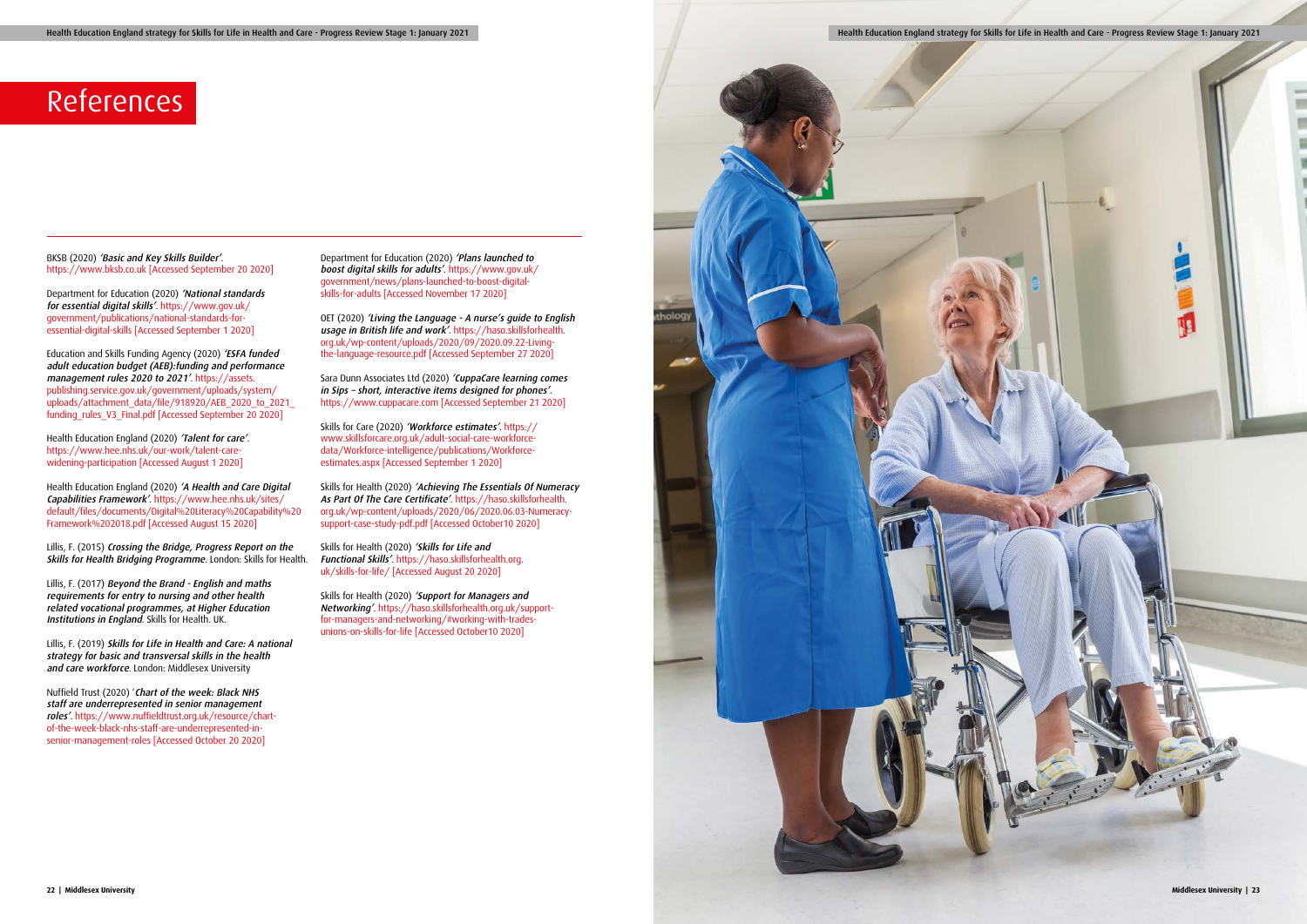# References

BKSB (2020) *'Basic and Key Skills Builder'*. https://www.bksb.co.uk [Accessed September 20 2020]

Department for Education (2020) *'National standards for essential digital skills'*. https://www.gov.uk/government/publications/national-standards-for-essential-digital-skills [Accessed September 1 2020]

Education and Skills Funding Agency (2020) *'ESFA funded adult education budget (AEB):funding and performance management rules 2020 to 2021'*. https://assets.publishing.service.gov.uk/government/uploads/system/uploads/attachment_data/file/918920/AEB_2020_to_2021_funding_rules_V3_Final.pdf [Accessed September 20 2020]

Health Education England (2020) *'Talent for care'*. https://www.hee.nhs.uk/our-work/talent-care-widening-participation [Accessed August 1 2020]

Health Education England (2020) *'A Health and Care Digital Capabilities Framework'*. https://www.hee.nhs.uk/sites/default/files/documents/Digital%20Literacy%20Capability%20Framework%202018.pdf [Accessed August 15 2020]

Lillis, F. (2015) ***Crossing the Bridge, Progress Report on the Skills for Health Bridging Programme***. London: Skills for Health.

Lillis, F. (2017) ***Beyond the Brand - English and maths requirements for entry to nursing and other health related vocational programmes, at Higher Education Institutions in England***. Skills for Health. UK.

Lillis, F. (2019) ***Skills for Life in Health and Care: A national strategy for basic and transversal skills in the health and care workforce***. London: Middlesex University

Nuffield Trust (2020) *'Chart of the week: Black NHS staff are underrepresented in senior management roles'*. https://www.nuffieldtrust.org.uk/resource/chart-of-the-week-black-nhs-staff-are-underrepresented-in-senior-management-roles [Accessed October 20 2020]

Department for Education (2020) *'Plans launched to boost digital skills for adults'*. https://www.gov.uk/government/news/plans-launched-to-boost-digital-skills-for-adults [Accessed November 17 2020]

OET (2020) *'Living the Language - A nurse's guide to English usage in British life and work'*. https://haso.skillsforhealth.org.uk/wp-content/uploads/2020/09/2020.09.22-Living-the-language-resource.pdf [Accessed September 27 2020]

Sara Dunn Associates Ltd (2020) *'CuppaCare learning comes in Sips – short, interactive items designed for phones'*. https://www.cuppacare.com [Accessed September 21 2020]

Skills for Care (2020) *'Workforce estimates'*. https://www.skillsforcare.org.uk/adult-social-care-workforce-data/Workforce-intelligence/publications/Workforce-estimates.aspx [Accessed September 1 2020]

Skills for Health (2020) *'Achieving The Essentials Of Numeracy As Part Of The Care Certificate'*. https://haso.skillsforhealth.org.uk/wp-content/uploads/2020/06/2020.06.03-Numeracy-support-case-study-pdf.pdf [Accessed October10 2020]

Skills for Health (2020) *'Skills for Life and Functional Skills'*. https://haso.skillsforhealth.org.uk/skills-for-life/ [Accessed August 20 2020]

Skills for Health (2020) *'Support for Managers and Networking'*. https://haso.skillsforhealth.org.uk/support-for-managers-and-networking/#working-with-trades-unions-on-skills-for-life [Accessed October10 2020]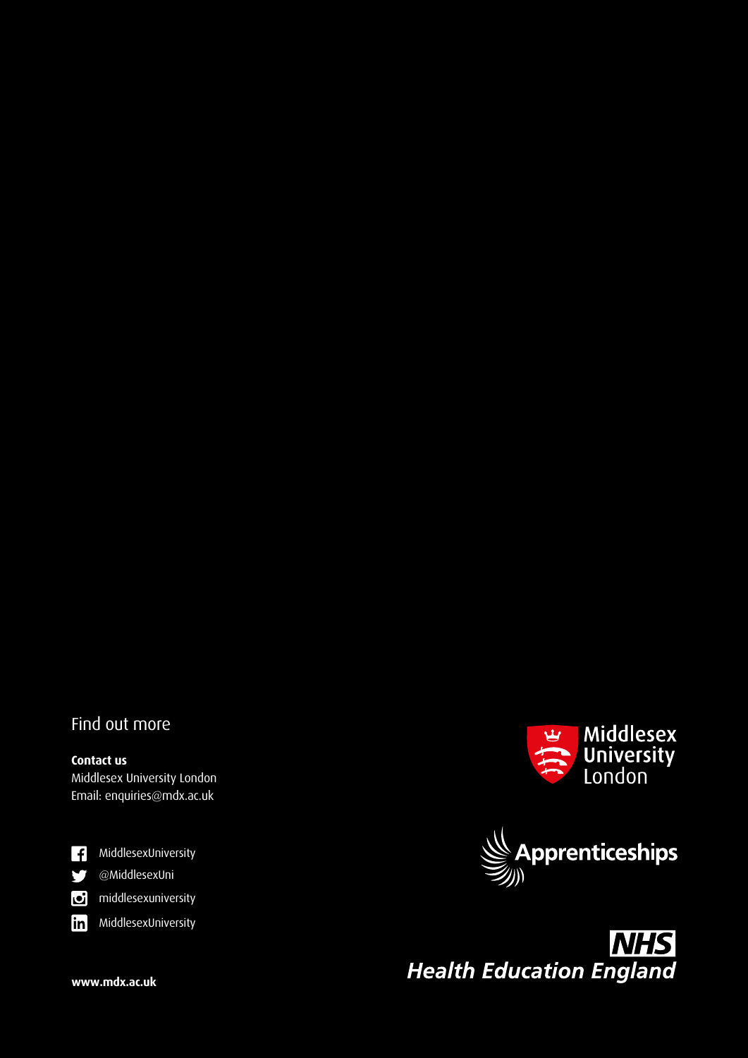## Find out more

**Contact us**
Middlesex University London
Email: enquiries@mdx.ac.uk

MiddlesexUniversity
@MiddlesexUni
middlesexuniversity
MiddlesexUniversity

**www.mdx.ac.uk**

Middlesex University London

Apprenticeships

NHS
Health Education England